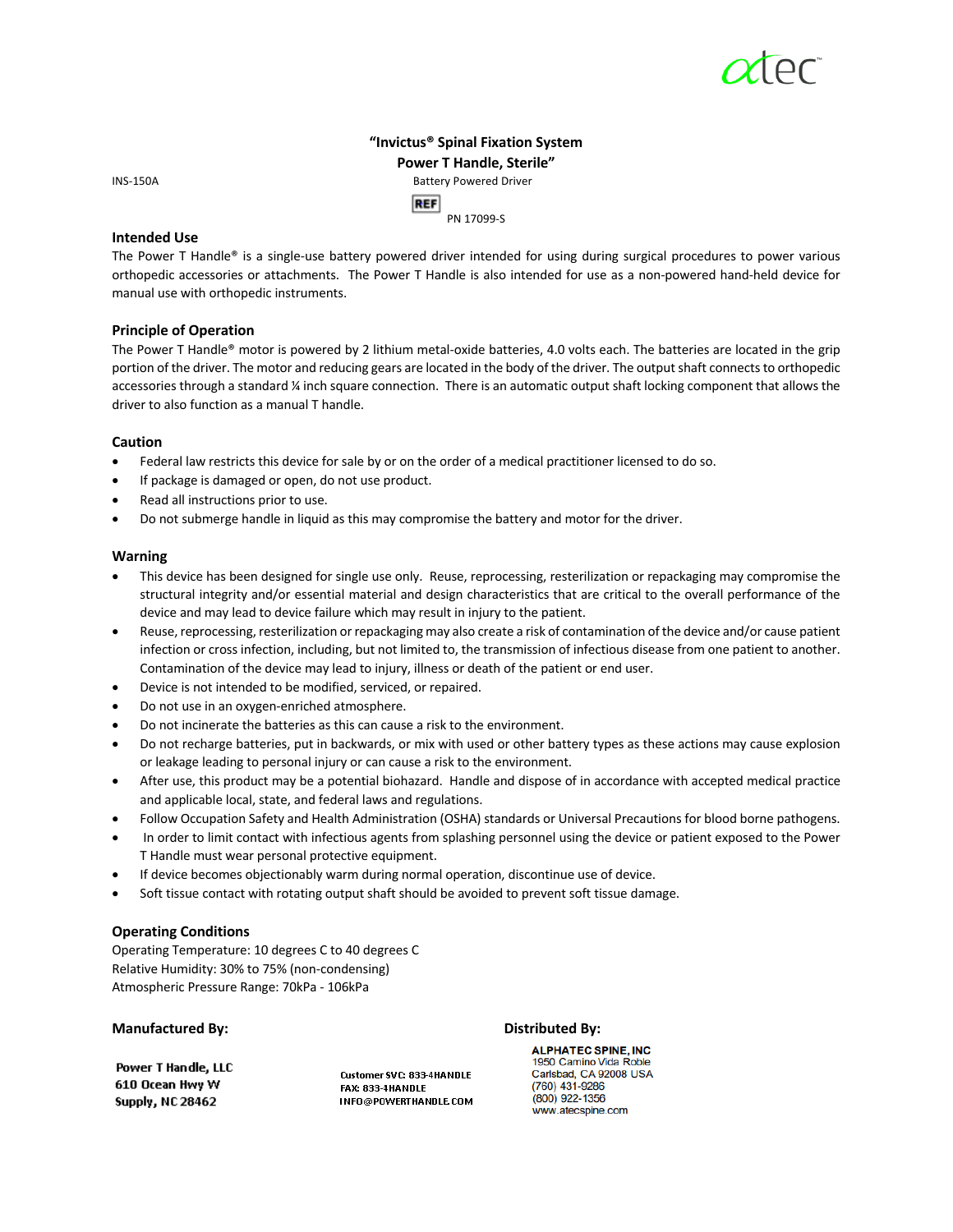atec

**"Invictus® Spinal Fixation System**
**Power T Handle, Sterile"**

INS-150A

Battery Powered Driver

REF PN 17099-S

## Intended Use

The Power T Handle® is a single-use battery powered driver intended for using during surgical procedures to power various orthopedic accessories or attachments. The Power T Handle is also intended for use as a non-powered hand-held device for manual use with orthopedic instruments.

## Principle of Operation

The Power T Handle® motor is powered by 2 lithium metal-oxide batteries, 4.0 volts each. The batteries are located in the grip portion of the driver. The motor and reducing gears are located in the body of the driver. The output shaft connects to orthopedic accessories through a standard ¼ inch square connection. There is an automatic output shaft locking component that allows the driver to also function as a manual T handle.

## Caution

- Federal law restricts this device for sale by or on the order of a medical practitioner licensed to do so.
- If package is damaged or open, do not use product.
- Read all instructions prior to use.
- Do not submerge handle in liquid as this may compromise the battery and motor for the driver.

## Warning

- This device has been designed for single use only. Reuse, reprocessing, resterilization or repackaging may compromise the structural integrity and/or essential material and design characteristics that are critical to the overall performance of the device and may lead to device failure which may result in injury to the patient.
- Reuse, reprocessing, resterilization or repackaging may also create a risk of contamination of the device and/or cause patient infection or cross infection, including, but not limited to, the transmission of infectious disease from one patient to another. Contamination of the device may lead to injury, illness or death of the patient or end user.
- Device is not intended to be modified, serviced, or repaired.
- Do not use in an oxygen-enriched atmosphere.
- Do not incinerate the batteries as this can cause a risk to the environment.
- Do not recharge batteries, put in backwards, or mix with used or other battery types as these actions may cause explosion or leakage leading to personal injury or can cause a risk to the environment.
- After use, this product may be a potential biohazard. Handle and dispose of in accordance with accepted medical practice and applicable local, state, and federal laws and regulations.
- Follow Occupation Safety and Health Administration (OSHA) standards or Universal Precautions for blood borne pathogens.
- In order to limit contact with infectious agents from splashing personnel using the device or patient exposed to the Power T Handle must wear personal protective equipment.
- If device becomes objectionably warm during normal operation, discontinue use of device.
- Soft tissue contact with rotating output shaft should be avoided to prevent soft tissue damage.

## Operating Conditions

Operating Temperature: 10 degrees C to 40 degrees C
Relative Humidity: 30% to 75% (non-condensing)
Atmospheric Pressure Range: 70kPa - 106kPa

**Manufactured By:**

Power T Handle, LLC
610 Ocean Hwy W
Supply, NC 28462

Customer SVC: 833-4HANDLE
FAX: 833-4HANDLE
INFO@POWERTHANDLE.COM

**Distributed By:**

ALPHATEC SPINE, INC
1950 Camino Vida Roble
Carlsbad, CA 92008 USA
(760) 431-9286
(800) 922-1356
www.atecspine.com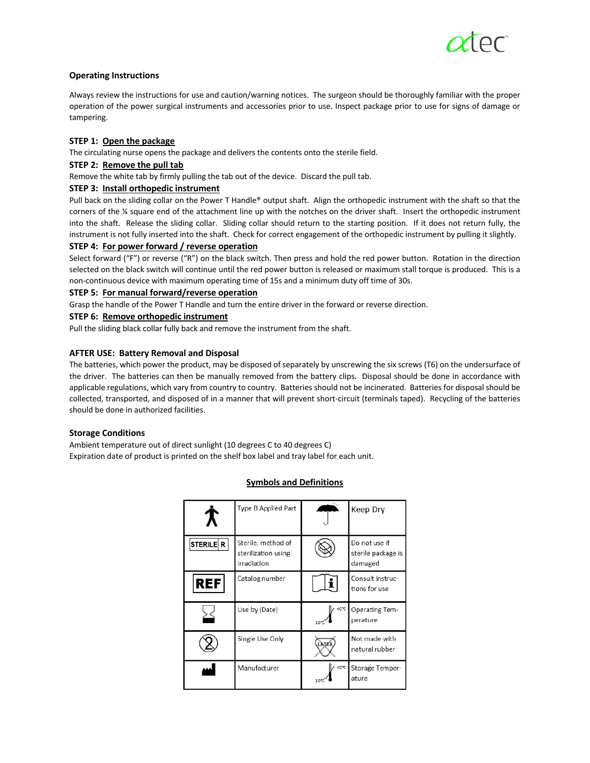## Operating Instructions

Always review the instructions for use and caution/warning notices. The surgeon should be thoroughly familiar with the proper operation of the power surgical instruments and accessories prior to use. Inspect package prior to use for signs of damage or tampering.

**STEP 1: <u>Open the package</u>**

The circulating nurse opens the package and delivers the contents onto the sterile field.

**STEP 2: <u>Remove the pull tab</u>**

Remove the white tab by firmly pulling the tab out of the device. Discard the pull tab.

**STEP 3: <u>Install orthopedic instrument</u>**

Pull back on the sliding collar on the Power T Handle® output shaft. Align the orthopedic instrument with the shaft so that the corners of the ¼ square end of the attachment line up with the notches on the driver shaft. Insert the orthopedic instrument into the shaft. Release the sliding collar. Sliding collar should return to the starting position. If it does not return fully, the instrument is not fully inserted into the shaft. Check for correct engagement of the orthopedic instrument by pulling it slightly.

**STEP 4: <u>For power forward / reverse operation</u>**

Select forward ("F") or reverse ("R") on the black switch. Then press and hold the red power button. Rotation in the direction selected on the black switch will continue until the red power button is released or maximum stall torque is produced. This is a non-continuous device with maximum operating time of 15s and a minimum duty off time of 30s.

**STEP 5: <u>For manual forward/reverse operation</u>**

Grasp the handle of the Power T Handle and turn the entire driver in the forward or reverse direction.

**STEP 6: <u>Remove orthopedic instrument</u>**

Pull the sliding black collar fully back and remove the instrument from the shaft.

### AFTER USE: Battery Removal and Disposal

The batteries, which power the product, may be disposed of separately by unscrewing the six screws (T6) on the undersurface of the driver. The batteries can then be manually removed from the battery clips. Disposal should be done in accordance with applicable regulations, which vary from country to country. Batteries should not be incinerated. Batteries for disposal should be collected, transported, and disposed of in a manner that will prevent short-circuit (terminals taped). Recycling of the batteries should be done in authorized facilities.

### Storage Conditions

Ambient temperature out of direct sunlight (10 degrees C to 40 degrees C)
Expiration date of product is printed on the shelf box label and tray label for each unit.

### <u>Symbols and Definitions</u>

| Symbol | Definition | Symbol | Definition |
|---|---|---|---|
| (person symbol) | Type B Applied Part | (umbrella symbol) | Keep Dry |
| STERILE R | Sterile, method of sterilization using Irradiation | (damaged package symbol) | Do not use if sterile package is damaged |
| REF | Catalog number | i | Consult instructions for use |
| (hourglass symbol) | Use by (Date) | 10°C – 40°C | Operating Temperature |
| (2 crossed) | Single Use Only | LATEX (crossed) | Not made with natural rubber |
| (factory symbol) | Manufacturer | 10°C – 40°C | Storage Temperature |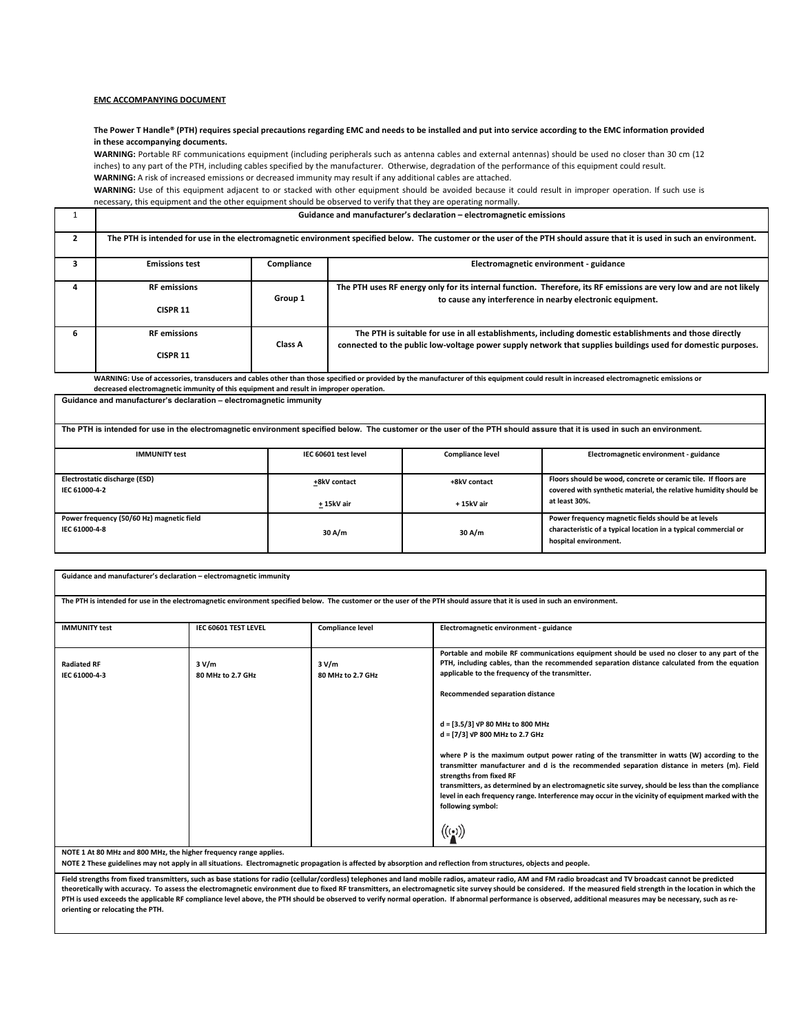**EMC ACCOMPANYING DOCUMENT**

**The Power T Handle® (PTH) requires special precautions regarding EMC and needs to be installed and put into service according to the EMC information provided in these accompanying documents.**

**WARNING:** Portable RF communications equipment (including peripherals such as antenna cables and external antennas) should be used no closer than 30 cm (12 inches) to any part of the PTH, including cables specified by the manufacturer. Otherwise, degradation of the performance of this equipment could result.

**WARNING:** A risk of increased emissions or decreased immunity may result if any additional cables are attached.

**WARNING:** Use of this equipment adjacent to or stacked with other equipment should be avoided because it could result in improper operation. If such use is necessary, this equipment and the other equipment should be observed to verify that they are operating normally.

| 1 | **Guidance and manufacturer's declaration – electromagnetic emissions** | | |
|---|---|---|---|
| 2 | **The PTH is intended for use in the electromagnetic environment specified below. The customer or the user of the PTH should assure that it is used in such an environment.** | | |
| 3 | **Emissions test** | **Compliance** | **Electromagnetic environment - guidance** |
| 4 | **RF emissions CISPR 11** | **Group 1** | **The PTH uses RF energy only for its internal function. Therefore, its RF emissions are very low and are not likely to cause any interference in nearby electronic equipment.** |
| 6 | **RF emissions CISPR 11** | **Class A** | **The PTH is suitable for use in all establishments, including domestic establishments and those directly connected to the public low-voltage power supply network that supplies buildings used for domestic purposes.** |

**WARNING: Use of accessories, transducers and cables other than those specified or provided by the manufacturer of this equipment could result in increased electromagnetic emissions or decreased electromagnetic immunity of this equipment and result in improper operation.**

| **Guidance and manufacturer's declaration – electromagnetic immunity** | | | |
|---|---|---|---|
| **The PTH is intended for use in the electromagnetic environment specified below. The customer or the user of the PTH should assure that it is used in such an environment.** | | | |
| **IMMUNITY test** | **IEC 60601 test level** | **Compliance level** | **Electromagnetic environment - guidance** |
| **Electrostatic discharge (ESD) IEC 61000-4-2** | **±8kV contact ± 15kV air** | **+8kV contact + 15kV air** | **Floors should be wood, concrete or ceramic tile. If floors are covered with synthetic material, the relative humidity should be at least 30%.** |
| **Power frequency (50/60 Hz) magnetic field IEC 61000-4-8** | **30 A/m** | **30 A/m** | **Power frequency magnetic fields should be at levels characteristic of a typical location in a typical commercial or hospital environment.** |

| **Guidance and manufacturer's declaration – electromagnetic immunity** | | | |
|---|---|---|---|
| **The PTH is intended for use in the electromagnetic environment specified below. The customer or the user of the PTH should assure that it is used in such an environment.** | | | |
| **IMMUNITY test** | **IEC 60601 TEST LEVEL** | **Compliance level** | **Electromagnetic environment - guidance** |
| **Radiated RF IEC 61000-4-3** | **3 V/m 80 MHz to 2.7 GHz** | **3 V/m 80 MHz to 2.7 GHz** | **Portable and mobile RF communications equipment should be used no closer to any part of the PTH, including cables, than the recommended separation distance calculated from the equation applicable to the frequency of the transmitter.** <br><br> **Recommended separation distance** <br><br> **$d = [3.5/3]\sqrt{P}$ 80 MHz to 800 MHz** <br> **$d = [7/3]\sqrt{P}$ 800 MHz to 2.7 GHz** <br><br> **where P is the maximum output power rating of the transmitter in watts (W) according to the transmitter manufacturer and d is the recommended separation distance in meters (m). Field strengths from fixed RF transmitters, as determined by an electromagnetic site survey, should be less than the compliance level in each frequency range. Interference may occur in the vicinity of equipment marked with the following symbol:** |
| **NOTE 1 At 80 MHz and 800 MHz, the higher frequency range applies.** <br> **NOTE 2 These guidelines may not apply in all situations. Electromagnetic propagation is affected by absorption and reflection from structures, objects and people.** | | | |
| **Field strengths from fixed transmitters, such as base stations for radio (cellular/cordless) telephones and land mobile radios, amateur radio, AM and FM radio broadcast and TV broadcast cannot be predicted theoretically with accuracy. To assess the electromagnetic environment due to fixed RF transmitters, an electromagnetic site survey should be considered. If the measured field strength in the location in which the PTH is used exceeds the applicable RF compliance level above, the PTH should be observed to verify normal operation. If abnormal performance is observed, additional measures may be necessary, such as re-orienting or relocating the PTH.** | | | |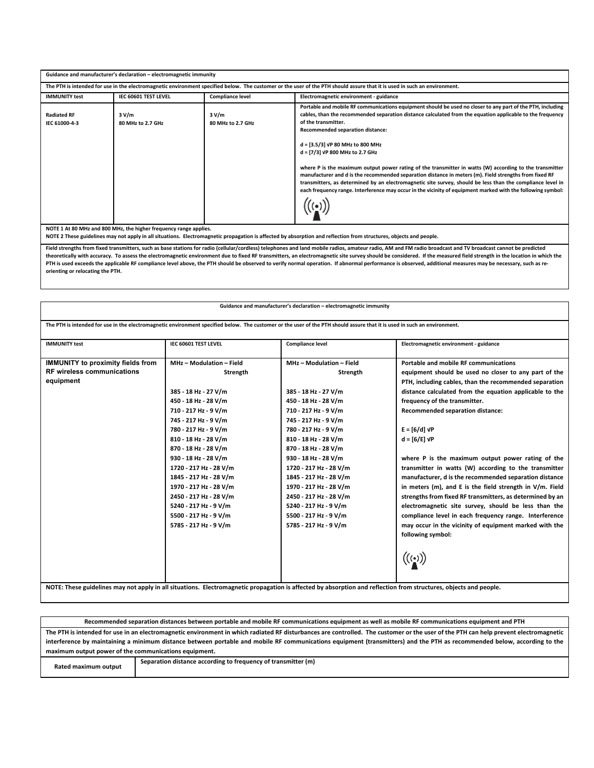| Guidance and manufacturer's declaration – electromagnetic immunity | | | |
|---|---|---|---|
| The PTH is intended for use in the electromagnetic environment specified below. The customer or the user of the PTH should assure that it is used in such an environment. | | | |
| **IMMUNITY test** | **IEC 60601 TEST LEVEL** | **Compliance level** | **Electromagnetic environment - guidance** |
| Radiated RF<br>IEC 61000-4-3 | 3 V/m<br>80 MHz to 2.7 GHz | 3 V/m<br>80 MHz to 2.7 GHz | Portable and mobile RF communications equipment should be used no closer to any part of the PTH, including cables, than the recommended separation distance calculated from the equation applicable to the frequency of the transmitter.<br>Recommended separation distance:<br><br>$d = [3.5/3]\sqrt{P}$ 80 MHz to 800 MHz<br>$d = [7/3]\sqrt{P}$ 800 MHz to 2.7 GHz<br><br>where P is the maximum output power rating of the transmitter in watts (W) according to the transmitter manufacturer and d is the recommended separation distance in meters (m). Field strengths from fixed RF transmitters, as determined by an electromagnetic site survey, should be less than the compliance level in each frequency range. Interference may occur in the vicinity of equipment marked with the following symbol: |
| NOTE 1 At 80 MHz and 800 MHz, the higher frequency range applies.<br>NOTE 2 These guidelines may not apply in all situations. Electromagnetic propagation is affected by absorption and reflection from structures, objects and people. | | | |
| Field strengths from fixed transmitters, such as base stations for radio (cellular/cordless) telephones and land mobile radios, amateur radio, AM and FM radio broadcast and TV broadcast cannot be predicted theoretically with accuracy. To assess the electromagnetic environment due to fixed RF transmitters, an electromagnetic site survey should be considered. If the measured field strength in the location in which the PTH is used exceeds the applicable RF compliance level above, the PTH should be observed to verify normal operation. If abnormal performance is observed, additional measures may be necessary, such as re-orienting or relocating the PTH. | | | |

| Guidance and manufacturer's declaration – electromagnetic immunity | | | |
|---|---|---|---|
| The PTH is intended for use in the electromagnetic environment specified below. The customer or the user of the PTH should assure that it is used in such an environment. | | | |
| **IMMUNITY test** | **IEC 60601 TEST LEVEL** | **Compliance level** | **Electromagnetic environment - guidance** |
| **IMMUNITY to proximity fields from RF wireless communications equipment** | MHz – Modulation – Field Strength<br><br>385 - 18 Hz - 27 V/m<br>450 - 18 Hz - 28 V/m<br>710 - 217 Hz - 9 V/m<br>745 - 217 Hz - 9 V/m<br>780 - 217 Hz - 9 V/m<br>810 - 18 Hz - 28 V/m<br>870 - 18 Hz - 28 V/m<br>930 - 18 Hz - 28 V/m<br>1720 - 217 Hz - 28 V/m<br>1845 - 217 Hz - 28 V/m<br>1970 - 217 Hz - 28 V/m<br>2450 - 217 Hz - 28 V/m<br>5240 - 217 Hz - 9 V/m<br>5500 - 217 Hz - 9 V/m<br>5785 - 217 Hz - 9 V/m | MHz – Modulation – Field Strength<br><br>385 - 18 Hz - 27 V/m<br>450 - 18 Hz - 28 V/m<br>710 - 217 Hz - 9 V/m<br>745 - 217 Hz - 9 V/m<br>780 - 217 Hz - 9 V/m<br>810 - 18 Hz - 28 V/m<br>870 - 18 Hz - 28 V/m<br>930 - 18 Hz - 28 V/m<br>1720 - 217 Hz - 28 V/m<br>1845 - 217 Hz - 28 V/m<br>1970 - 217 Hz - 28 V/m<br>2450 - 217 Hz - 28 V/m<br>5240 - 217 Hz - 9 V/m<br>5500 - 217 Hz - 9 V/m<br>5785 - 217 Hz - 9 V/m | Portable and mobile RF communications equipment should be used no closer to any part of the PTH, including cables, than the recommended separation distance calculated from the equation applicable to the frequency of the transmitter.<br>Recommended separation distance:<br><br>$E = [6/d]\sqrt{P}$<br>$d = [6/E]\sqrt{P}$<br><br>where P is the maximum output power rating of the transmitter in watts (W) according to the transmitter manufacturer, d is the recommended separation distance in meters (m), and E is the field strength in V/m. Field strengths from fixed RF transmitters, as determined by an electromagnetic site survey, should be less than the compliance level in each frequency range. Interference may occur in the vicinity of equipment marked with the following symbol: |
| **NOTE: These guidelines may not apply in all situations. Electromagnetic propagation is affected by absorption and reflection from structures, objects and people.** | | | |

| Recommended separation distances between portable and mobile RF communications equipment as well as mobile RF communications equipment and PTH | |
|---|---|
| The PTH is intended for use in an electromagnetic environment in which radiated RF disturbances are controlled. The customer or the user of the PTH can help prevent electromagnetic interference by maintaining a minimum distance between portable and mobile RF communications equipment (transmitters) and the PTH as recommended below, according to the maximum output power of the communications equipment. | |
| Rated maximum output | Separation distance according to frequency of transmitter (m) |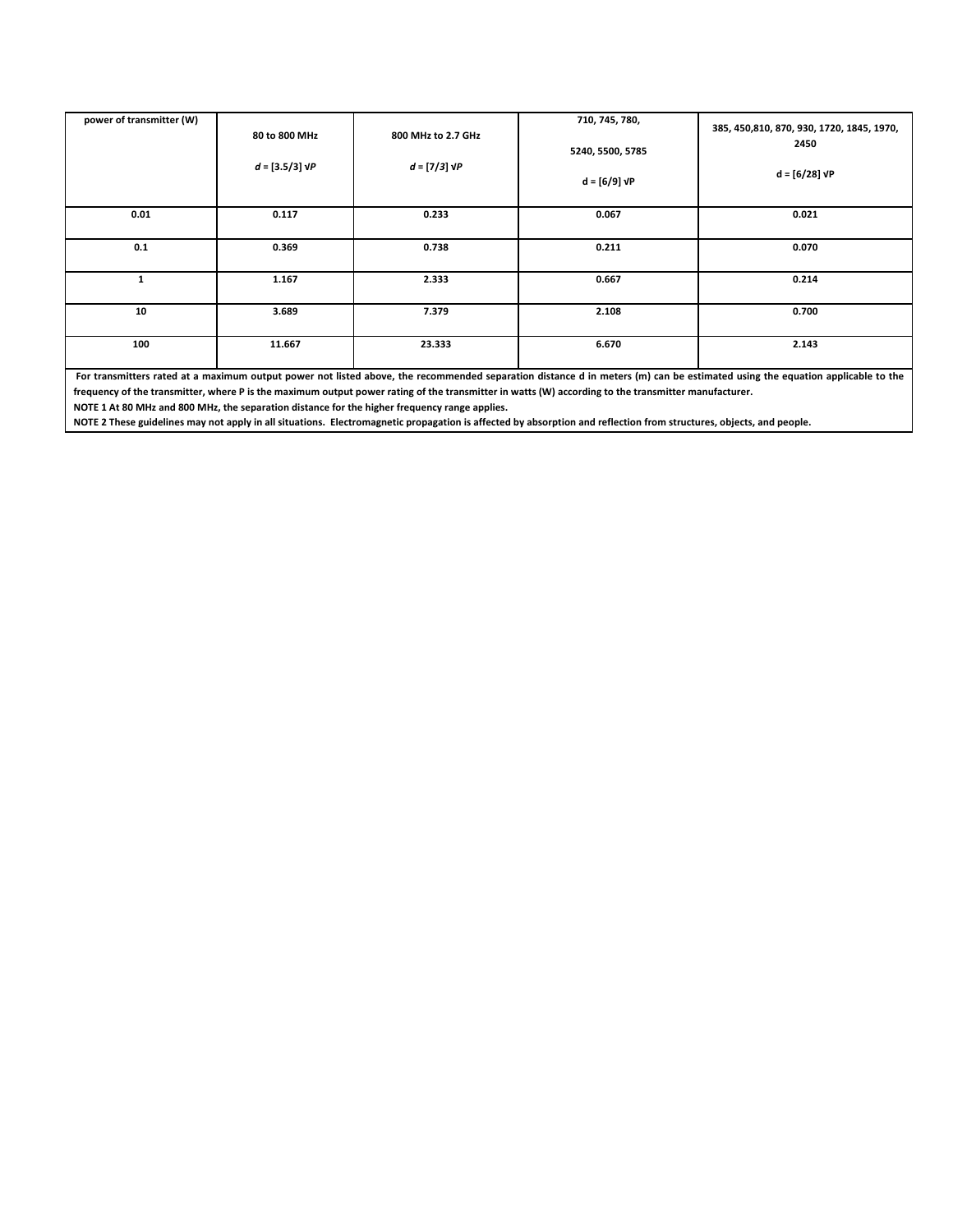| power of transmitter (W) | 80 to 800 MHz<br><br>$d = [3.5/3] \sqrt{P}$ | 800 MHz to 2.7 GHz<br><br>$d = [7/3] \sqrt{P}$ | 710, 745, 780,<br><br>5240, 5500, 5785<br><br>$d = [6/9] \sqrt{P}$ | 385, 450,810, 870, 930, 1720, 1845, 1970, 2450<br><br>$d = [6/28] \sqrt{P}$ |
|---|---|---|---|---|
| 0.01 | 0.117 | 0.233 | 0.067 | 0.021 |
| 0.1 | 0.369 | 0.738 | 0.211 | 0.070 |
| 1 | 1.167 | 2.333 | 0.667 | 0.214 |
| 10 | 3.689 | 7.379 | 2.108 | 0.700 |
| 100 | 11.667 | 23.333 | 6.670 | 2.143 |

**For transmitters rated at a maximum output power not listed above, the recommended separation distance d in meters (m) can be estimated using the equation applicable to the frequency of the transmitter, where P is the maximum output power rating of the transmitter in watts (W) according to the transmitter manufacturer.**

**NOTE 1 At 80 MHz and 800 MHz, the separation distance for the higher frequency range applies.**

**NOTE 2 These guidelines may not apply in all situations. Electromagnetic propagation is affected by absorption and reflection from structures, objects, and people.**